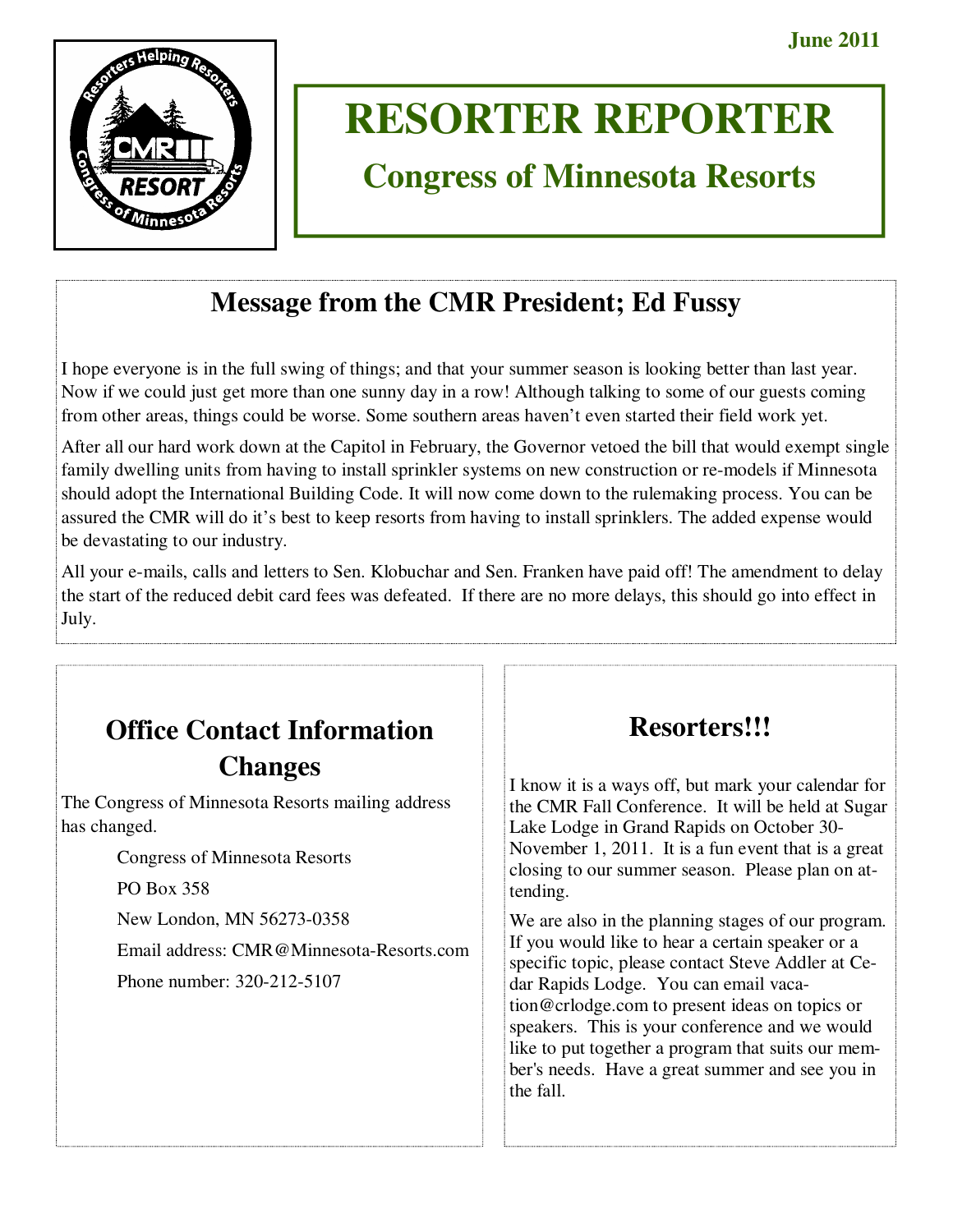June 2011

# RESORTER REPORTER

## Congress of Minnesota Resorts

## Message from the CMR President; Ed Fussy

I hope everyone is in the full swing of things; and that your summer season is looking better than last year. Now if we could just get more than one sunny day in a row! Although talking to some of our guests coming from other areas, things could be worse. Some southern areas haven't even started their field work yet.

After all our hard work down at the Capitol in February, the Governor vetoed the bill that would exempt single family dwelling units from having to install sprinkler systems on new construction or re-models if Minnesota should adopt the International Building Code. It will now come down to the rulemaking process. You can be assured the CMR will do it's best to keep resorts from having to install sprinklers. The added expense would be devastating to our industry.

All your e-mails, calls and letters to Sen. Klobuchar and Sen. Franken have paid off! The amendment to delay the start of the reduced debit card fees was defeated. If there are no more delays, this should go into effect in July.

## Office Contact Information Changes

The Congress of Minnesota Resorts mailing address has changed.

Congress of Minnesota Resorts

PO Box 358

New London, MN 56273-0358

Email address: CMR@Minnesota-Resorts.com

Phone number: 320-212-5107

## Resorters!!!

I know it is a ways off, but mark your calendar for the CMR Fall Conference. It will be held at Sugar Lake Lodge in Grand Rapids on October 30-November 1, 2011. It is a fun event that is a great closing to our summer season. Please plan on attending.

We are also in the planning stages of our program. If you would like to hear a certain speaker or a specific topic, please contact Steve Addler at Cedar Rapids Lodge. You can email vacation@crlodge.com to present ideas on topics or speakers. This is your conference and we would like to put together a program that suits our member's needs. Have a great summer and see you in the fall.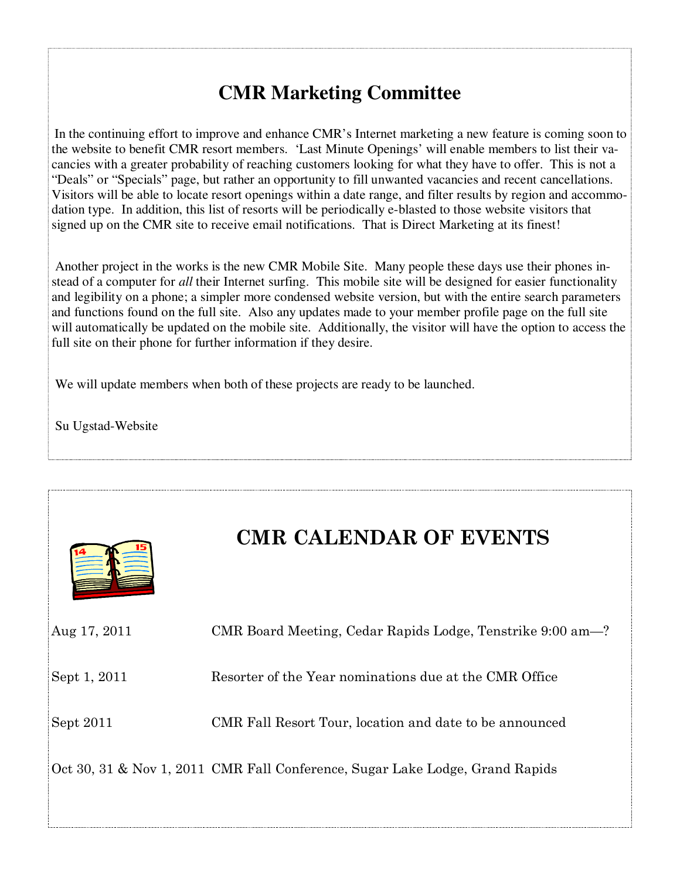## CMR Marketing Committee

In the continuing effort to improve and enhance CMR's Internet marketing a new feature is coming soon to the website to benefit CMR resort members. 'Last Minute Openings' will enable members to list their vacancies with a greater probability of reaching customers looking for what they have to offer. This is not a "Deals" or "Specials" page, but rather an opportunity to fill unwanted vacancies and recent cancellations. Visitors will be able to locate resort openings within a date range, and filter results by region and accommodation type. In addition, this list of resorts will be periodically e-blasted to those website visitors that signed up on the CMR site to receive email notifications. That is Direct Marketing at its finest!

Another project in the works is the new CMR Mobile Site. Many people these days use their phones instead of a computer for *all* their Internet surfing. This mobile site will be designed for easier functionality and legibility on a phone; a simpler more condensed website version, but with the entire search parameters and functions found on the full site. Also any updates made to your member profile page on the full site will automatically be updated on the mobile site. Additionally, the visitor will have the option to access the full site on their phone for further information if they desire.

We will update members when both of these projects are ready to be launched.

Su Ugstad-Website

## CMR CALENDAR OF EVENTS

| Date | Event |
|---|---|
| Aug 17, 2011 | CMR Board Meeting, Cedar Rapids Lodge, Tenstrike 9:00 am—? |
| Sept 1, 2011 | Resorter of the Year nominations due at the CMR Office |
| Sept 2011 | CMR Fall Resort Tour, location and date to be announced |
| Oct 30, 31 & Nov 1, 2011 | CMR Fall Conference, Sugar Lake Lodge, Grand Rapids |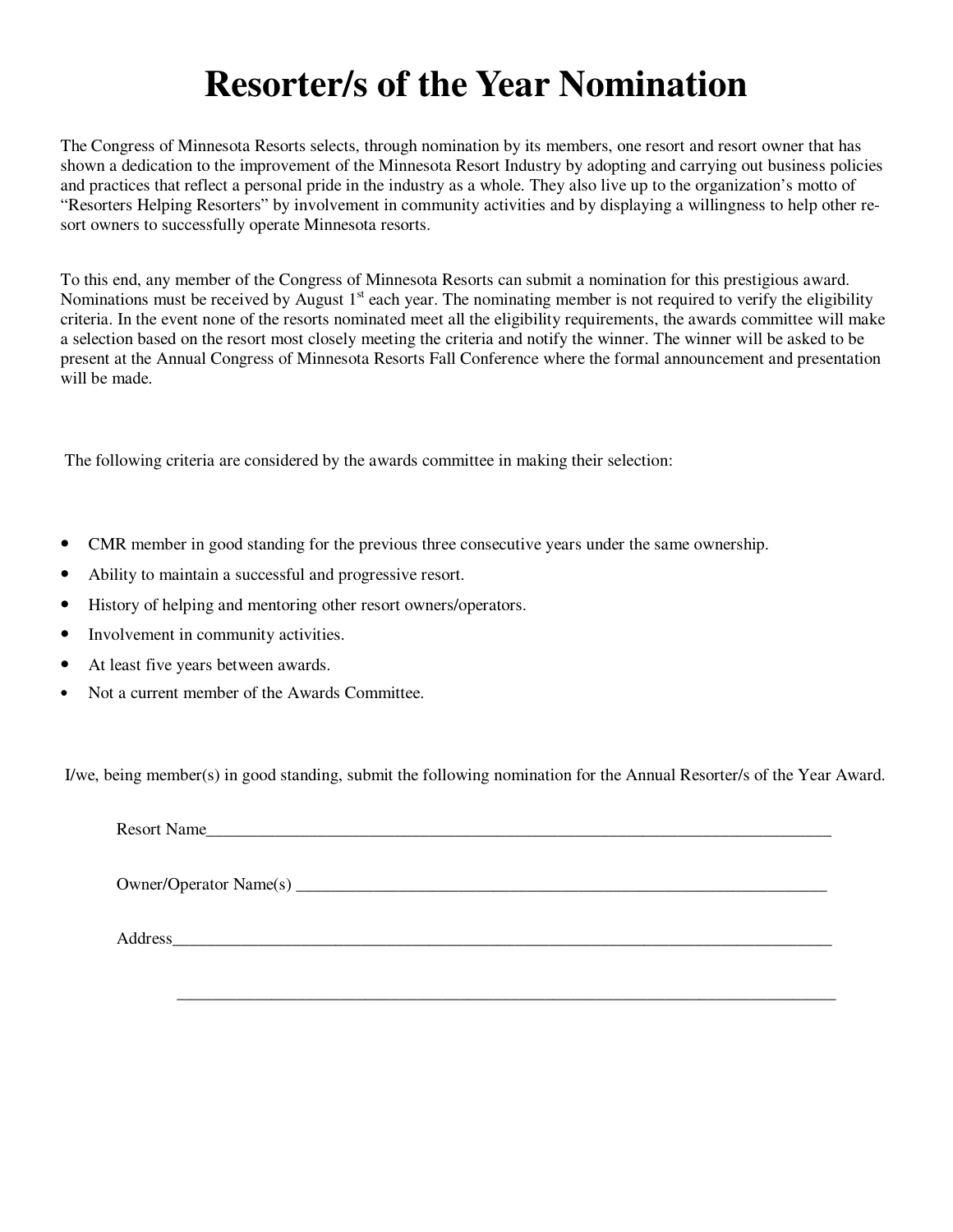# Resorter/s of the Year Nomination

The Congress of Minnesota Resorts selects, through nomination by its members, one resort and resort owner that has shown a dedication to the improvement of the Minnesota Resort Industry by adopting and carrying out business policies and practices that reflect a personal pride in the industry as a whole. They also live up to the organization's motto of "Resorters Helping Resorters" by involvement in community activities and by displaying a willingness to help other resort owners to successfully operate Minnesota resorts.

To this end, any member of the Congress of Minnesota Resorts can submit a nomination for this prestigious award. Nominations must be received by August 1st each year. The nominating member is not required to verify the eligibility criteria. In the event none of the resorts nominated meet all the eligibility requirements, the awards committee will make a selection based on the resort most closely meeting the criteria and notify the winner. The winner will be asked to be present at the Annual Congress of Minnesota Resorts Fall Conference where the formal announcement and presentation will be made.

The following criteria are considered by the awards committee in making their selection:

- CMR member in good standing for the previous three consecutive years under the same ownership.
- Ability to maintain a successful and progressive resort.
- History of helping and mentoring other resort owners/operators.
- Involvement in community activities.
- At least five years between awards.
- Not a current member of the Awards Committee.

I/we, being member(s) in good standing, submit the following nomination for the Annual Resorter/s of the Year Award.

Resort Name_______________________________________________________________________________

Owner/Operator Name(s) ____________________________________________________________________

Address___________________________________________________________________________________

__________________________________________________________________________________________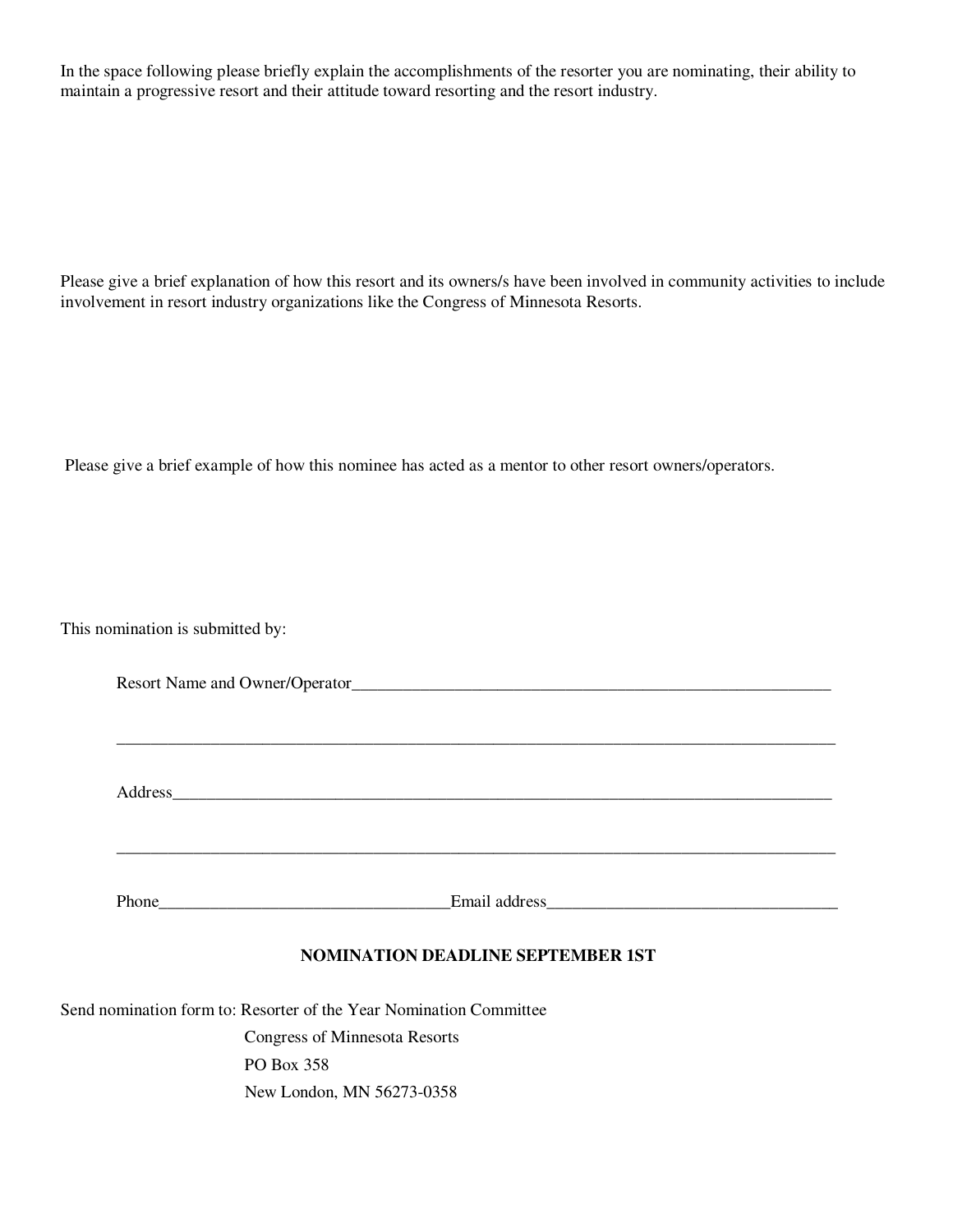In the space following please briefly explain the accomplishments of the resorter you are nominating, their ability to maintain a progressive resort and their attitude toward resorting and the resort industry.

Please give a brief explanation of how this resort and its owners/s have been involved in community activities to include involvement in resort industry organizations like the Congress of Minnesota Resorts.

Please give a brief example of how this nominee has acted as a mentor to other resort owners/operators.

This nomination is submitted by:

Resort Name and Owner/Operator____________________________________________________________

_____________________________________________________________________________________

Address________________________________________________________________________________

_____________________________________________________________________________________

Phone__________________________________Email address__________________________________

**NOMINATION DEADLINE SEPTEMBER 1ST**

Send nomination form to: Resorter of the Year Nomination Committee
Congress of Minnesota Resorts
PO Box 358
New London, MN 56273-0358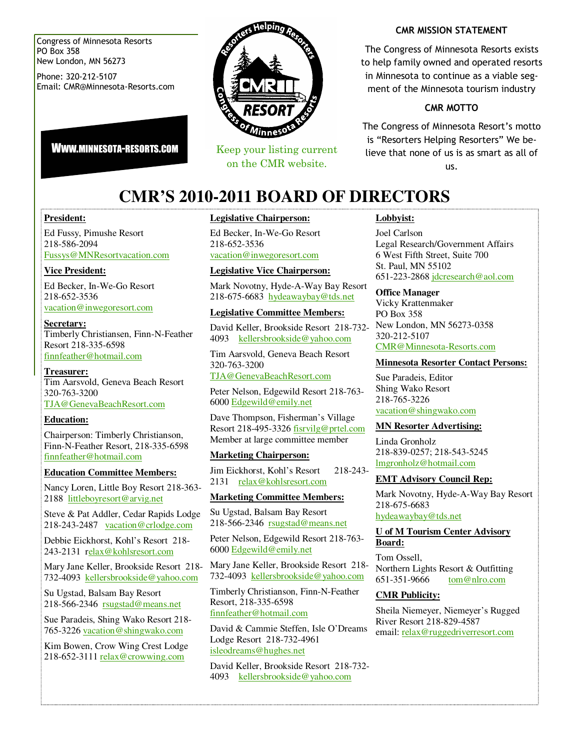Congress of Minnesota Resorts
PO Box 358
New London, MN 56273

Phone: 320-212-5107
Email: CMR@Minnesota-Resorts.com

**WWW.MINNESOTA-RESORTS.COM**

Keep your listing current on the CMR website.

**CMR MISSION STATEMENT**

The Congress of Minnesota Resorts exists to help family owned and operated resorts in Minnesota to continue as a viable segment of the Minnesota tourism industry

**CMR MOTTO**

The Congress of Minnesota Resort's motto is "Resorters Helping Resorters" We believe that none of us is as smart as all of us.

# CMR'S 2010-2011 BOARD OF DIRECTORS

**President:**

Ed Fussy, Pimushe Resort
218-586-2094
Fussys@MNResortvacation.com

**Vice President:**

Ed Becker, In-We-Go Resort
218-652-3536
vacation@inwegoresort.com

**Secretary:**
Timberly Christiansen, Finn-N-Feather Resort 218-335-6598
finnfeather@hotmail.com

**Treasurer:**
Tim Aarsvold, Geneva Beach Resort
320-763-3200
TJA@GenevaBeachResort.com

**Education:**

Chairperson: Timberly Christianson, Finn-N-Feather Resort, 218-335-6598
finnfeather@hotmail.com

**Education Committee Members:**

Nancy Loren, Little Boy Resort 218-363-2188 littleboyresort@arvig.net

Steve & Pat Addler, Cedar Rapids Lodge 218-243-2487 vacation@crlodge.com

Debbie Eickhorst, Kohl's Resort 218-243-2131 relax@kohlsresort.com

Mary Jane Keller, Brookside Resort 218-732-4093 kellersbrookside@yahoo.com

Su Ugstad, Balsam Bay Resort
218-566-2346 rsugstad@means.net

Sue Paradeis, Shing Wako Resort 218-765-3226 vacation@shingwako.com

Kim Bowen, Crow Wing Crest Lodge
218-652-3111 relax@crowwing.com

**Legislative Chairperson:**

Ed Becker, In-We-Go Resort
218-652-3536
vacation@inwegoresort.com

**Legislative Vice Chairperson:**

Mark Novotny, Hyde-A-Way Bay Resort
218-675-6683 hydeawaybay@tds.net

**Legislative Committee Members:**

David Keller, Brookside Resort 218-732-4093 kellersbrookside@yahoo.com

Tim Aarsvold, Geneva Beach Resort
320-763-3200
TJA@GenevaBeachResort.com

Peter Nelson, Edgewild Resort 218-763-6000 Edgewild@emily.net

Dave Thompson, Fisherman's Village Resort 218-495-3326 fisrvilg@prtel.com
Member at large committee member

**Marketing Chairperson:**

Jim Eickhorst, Kohl's Resort 218-243-2131 relax@kohlsresort.com

**Marketing Committee Members:**

Su Ugstad, Balsam Bay Resort
218-566-2346 rsugstad@means.net

Peter Nelson, Edgewild Resort 218-763-6000 Edgewild@emily.net

Mary Jane Keller, Brookside Resort 218-732-4093 kellersbrookside@yahoo.com

Timberly Christianson, Finn-N-Feather Resort, 218-335-6598
finnfeather@hotmail.com

David & Cammie Steffen, Isle O'Dreams Lodge Resort 218-732-4961
isleodreams@hughes.net

David Keller, Brookside Resort 218-732-4093 kellersbrookside@yahoo.com

**Lobbyist:**

Joel Carlson
Legal Research/Government Affairs
6 West Fifth Street, Suite 700
St. Paul, MN 55102
651-223-2868 jdcresearch@aol.com

**Office Manager**
Vicky Krattenmaker
PO Box 358
New London, MN 56273-0358
320-212-5107
CMR@Minnesota-Resorts.com

**Minnesota Resorter Contact Persons:**

Sue Paradeis, Editor
Shing Wako Resort
218-765-3226
vacation@shingwako.com

**MN Resorter Advertising:**

Linda Gronholz
218-839-0257; 218-543-5245
lmgronholz@hotmail.com

**EMT Advisory Council Rep:**

Mark Novotny, Hyde-A-Way Bay Resort
218-675-6683
hydeawaybay@tds.net

**U of M Tourism Center Advisory Board:**

Tom Ossell,
Northern Lights Resort & Outfitting
651-351-9666 tom@nlro.com

**CMR Publicity:**

Sheila Niemeyer, Niemeyer's Rugged River Resort 218-829-4587
email: relax@ruggedriverresort.com